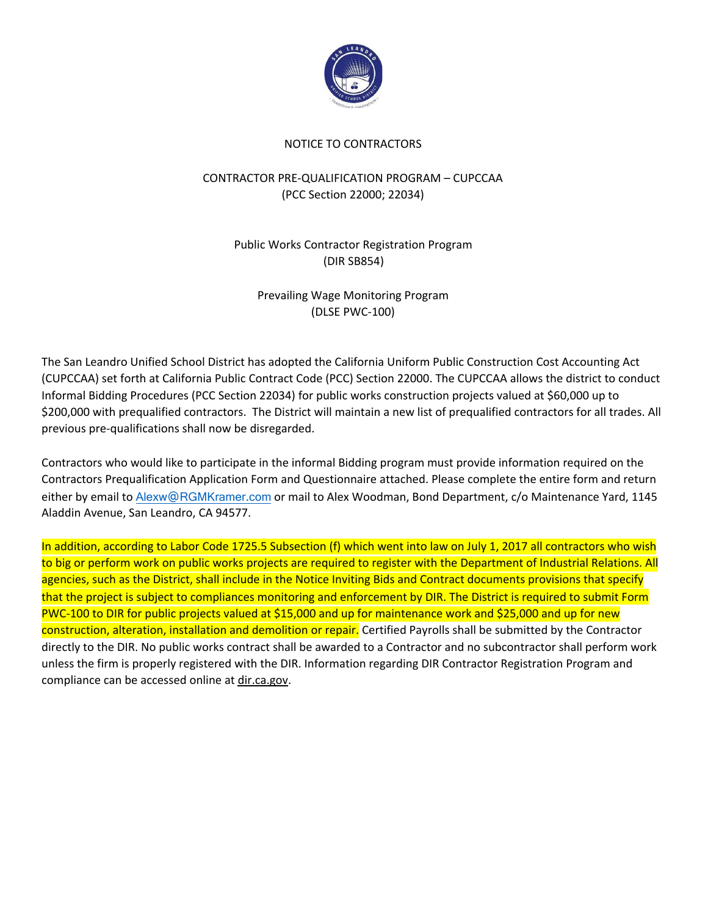## NOTICE TO CONTRACTORS

### CONTRACTOR PRE-QUALIFICATION PROGRAM – CUPCCAA
(PCC Section 22000; 22034)

### Public Works Contractor Registration Program
(DIR SB854)

### Prevailing Wage Monitoring Program
(DLSE PWC-100)

The San Leandro Unified School District has adopted the California Uniform Public Construction Cost Accounting Act (CUPCCAA) set forth at California Public Contract Code (PCC) Section 22000. The CUPCCAA allows the district to conduct Informal Bidding Procedures (PCC Section 22034) for public works construction projects valued at $60,000 up to $200,000 with prequalified contractors. The District will maintain a new list of prequalified contractors for all trades. All previous pre-qualifications shall now be disregarded.

Contractors who would like to participate in the informal Bidding program must provide information required on the Contractors Prequalification Application Form and Questionnaire attached. Please complete the entire form and return either by email to Alexw@RGMKramer.com or mail to Alex Woodman, Bond Department, c/o Maintenance Yard, 1145 Aladdin Avenue, San Leandro, CA 94577.

In addition, according to Labor Code 1725.5 Subsection (f) which went into law on July 1, 2017 all contractors who wish to big or perform work on public works projects are required to register with the Department of Industrial Relations. All agencies, such as the District, shall include in the Notice Inviting Bids and Contract documents provisions that specify that the project is subject to compliances monitoring and enforcement by DIR. The District is required to submit Form PWC-100 to DIR for public projects valued at $15,000 and up for maintenance work and $25,000 and up for new construction, alteration, installation and demolition or repair. Certified Payrolls shall be submitted by the Contractor directly to the DIR. No public works contract shall be awarded to a Contractor and no subcontractor shall perform work unless the firm is properly registered with the DIR. Information regarding DIR Contractor Registration Program and compliance can be accessed online at dir.ca.gov.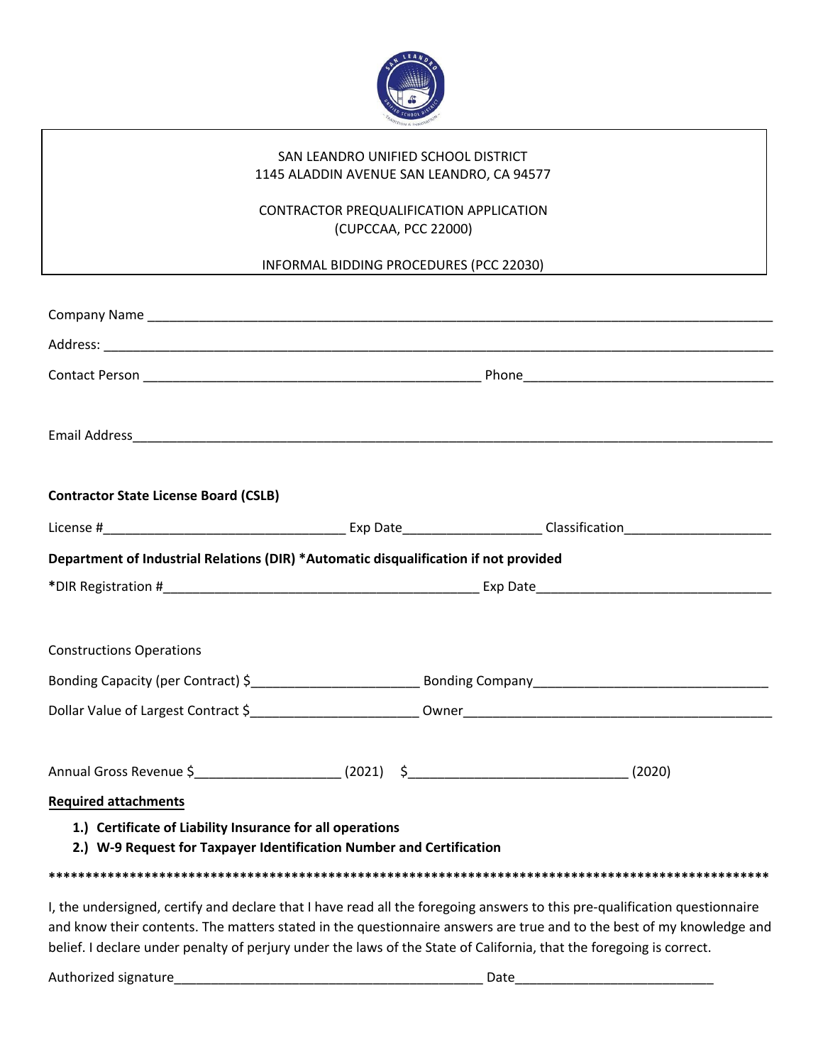SAN LEANDRO UNIFIED SCHOOL DISTRICT
1145 ALADDIN AVENUE SAN LEANDRO, CA 94577

CONTRACTOR PREQUALIFICATION APPLICATION
(CUPCCAA, PCC 22000)

INFORMAL BIDDING PROCEDURES (PCC 22030)

Company Name ____________________________________________________________________________

Address: ________________________________________________________________________________

Contact Person ____________________________________________ Phone________________________________

Email Address_____________________________________________________________________________

**Contractor State License Board (CSLB)**

License #_______________________________ Exp Date__________________ Classification___________________

**Department of Industrial Relations (DIR) *Automatic disqualification if not provided**

*DIR Registration #__________________________________________ Exp Date______________________________

Constructions Operations

Bonding Capacity (per Contract) $______________________ Bonding Company______________________________

Dollar Value of Largest Contract $______________________ Owner________________________________________

Annual Gross Revenue $___________________ (2021) $____________________________ (2020)

**Required attachments**

1.) **Certificate of Liability Insurance for all operations**
2.) **W-9 Request for Taxpayer Identification Number and Certification**

**************************************************************************************************

I, the undersigned, certify and declare that I have read all the foregoing answers to this pre-qualification questionnaire and know their contents. The matters stated in the questionnaire answers are true and to the best of my knowledge and belief. I declare under penalty of perjury under the laws of the State of California, that the foregoing is correct.

Authorized signature_________________________________________ Date__________________________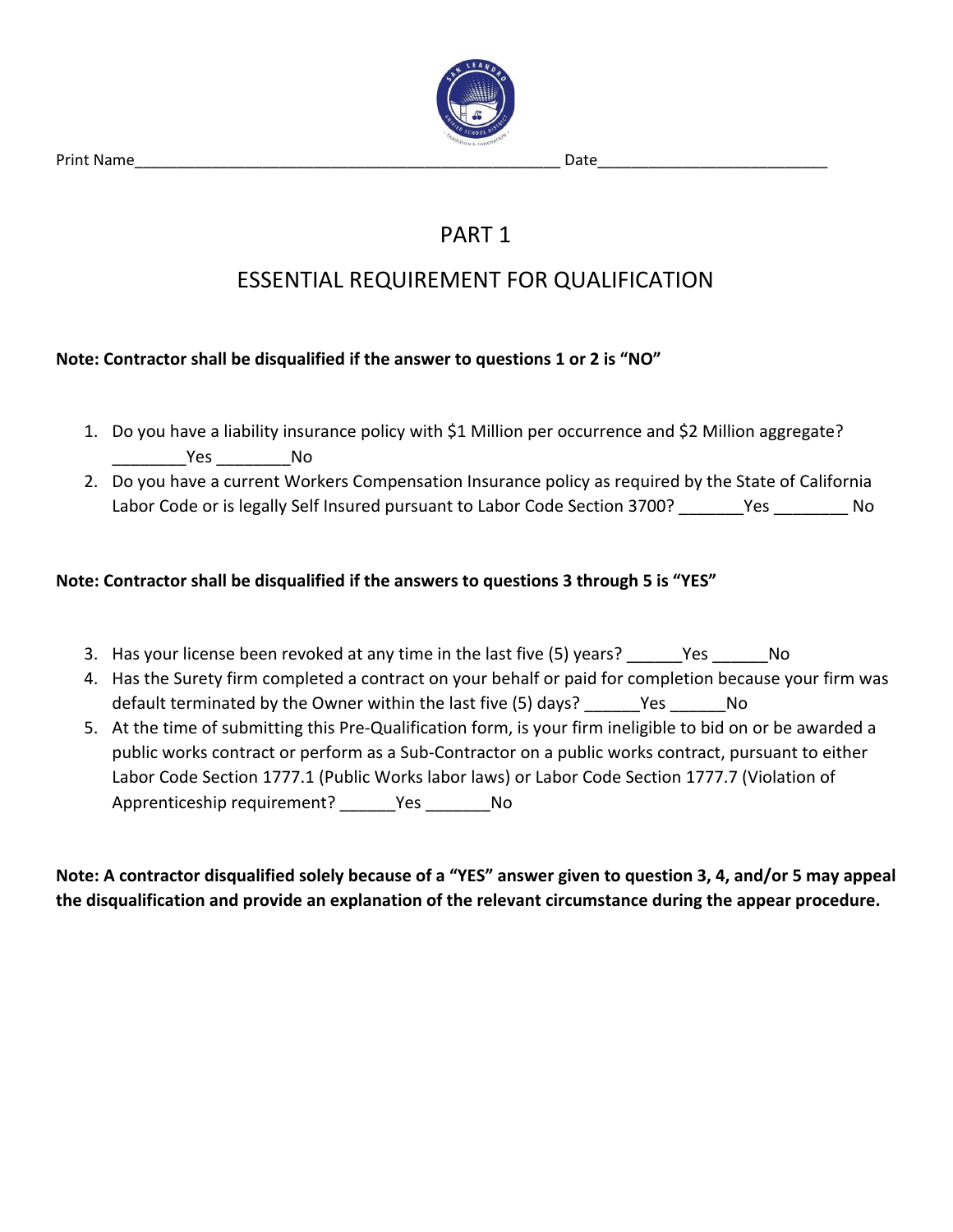Print Name___________________________________________________ Date___________________________

# PART 1

## ESSENTIAL REQUIREMENT FOR QUALIFICATION

**Note: Contractor shall be disqualified if the answer to questions 1 or 2 is "NO"**

1. Do you have a liability insurance policy with $1 Million per occurrence and $2 Million aggregate? ________Yes ________No
2. Do you have a current Workers Compensation Insurance policy as required by the State of California Labor Code or is legally Self Insured pursuant to Labor Code Section 3700? _______Yes ________ No

**Note: Contractor shall be disqualified if the answers to questions 3 through 5 is "YES"**

3. Has your license been revoked at any time in the last five (5) years? ______Yes ______No
4. Has the Surety firm completed a contract on your behalf or paid for completion because your firm was default terminated by the Owner within the last five (5) days? ______Yes ______No
5. At the time of submitting this Pre-Qualification form, is your firm ineligible to bid on or be awarded a public works contract or perform as a Sub-Contractor on a public works contract, pursuant to either Labor Code Section 1777.1 (Public Works labor laws) or Labor Code Section 1777.7 (Violation of Apprenticeship requirement? ______Yes _______No

**Note: A contractor disqualified solely because of a "YES" answer given to question 3, 4, and/or 5 may appeal the disqualification and provide an explanation of the relevant circumstance during the appear procedure.**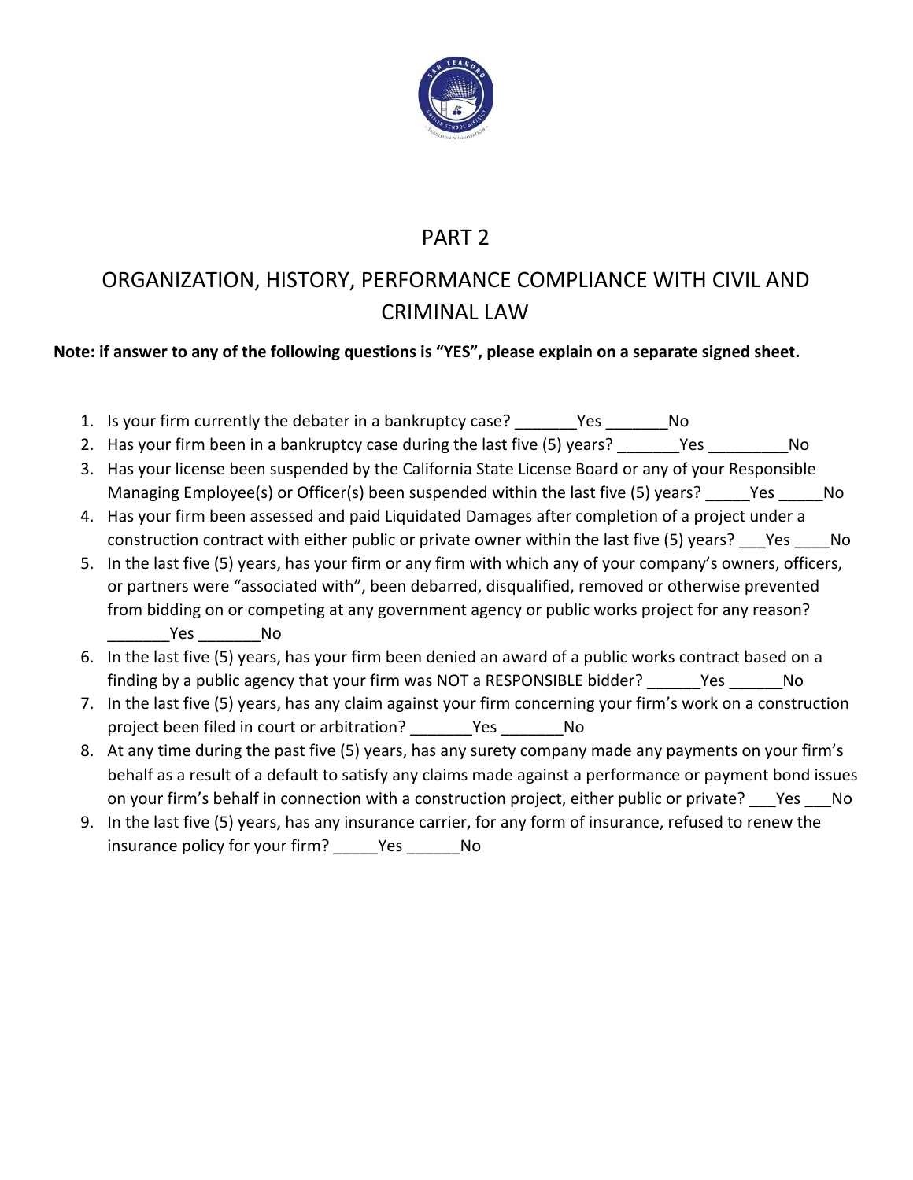# PART 2

## ORGANIZATION, HISTORY, PERFORMANCE COMPLIANCE WITH CIVIL AND CRIMINAL LAW

**Note: if answer to any of the following questions is "YES", please explain on a separate signed sheet.**

1. Is your firm currently the debater in a bankruptcy case? _______Yes _______No
2. Has your firm been in a bankruptcy case during the last five (5) years? _______Yes _________No
3. Has your license been suspended by the California State License Board or any of your Responsible Managing Employee(s) or Officer(s) been suspended within the last five (5) years? _____Yes _____No
4. Has your firm been assessed and paid Liquidated Damages after completion of a project under a construction contract with either public or private owner within the last five (5) years? ___Yes ____No
5. In the last five (5) years, has your firm or any firm with which any of your company's owners, officers, or partners were "associated with", been debarred, disqualified, removed or otherwise prevented from bidding on or competing at any government agency or public works project for any reason? _______Yes _______No
6. In the last five (5) years, has your firm been denied an award of a public works contract based on a finding by a public agency that your firm was NOT a RESPONSIBLE bidder? ______Yes ______No
7. In the last five (5) years, has any claim against your firm concerning your firm's work on a construction project been filed in court or arbitration? _______Yes _______No
8. At any time during the past five (5) years, has any surety company made any payments on your firm's behalf as a result of a default to satisfy any claims made against a performance or payment bond issues on your firm's behalf in connection with a construction project, either public or private? ___Yes ___No
9. In the last five (5) years, has any insurance carrier, for any form of insurance, refused to renew the insurance policy for your firm? _____Yes ______No